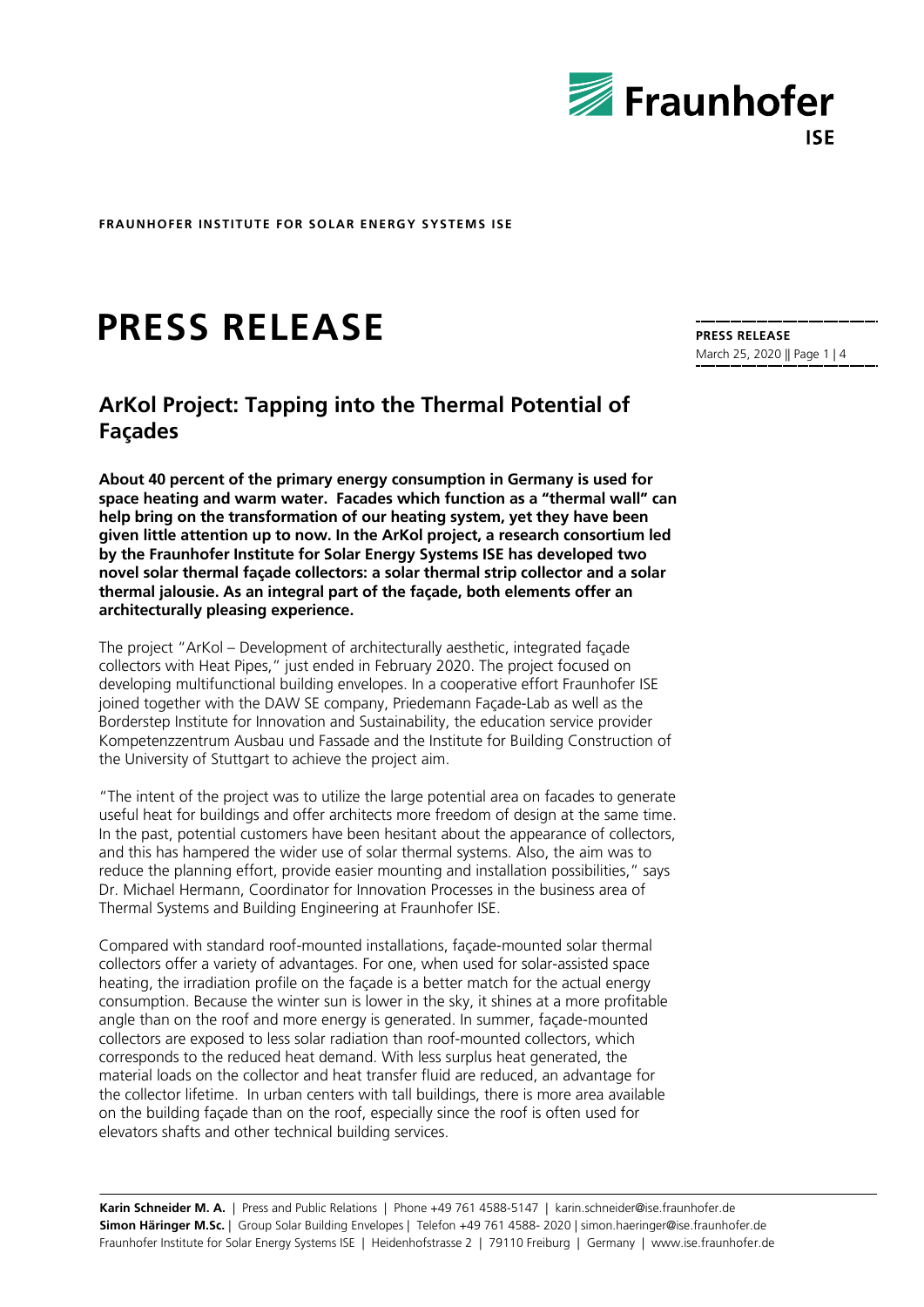**FRAUNHOFER INSTITUTE FOR SOLAR ENERGY SYSTEMS ISE**

# PRESS RELEASE

## ArKol Project: Tapping into the Thermal Potential of Façades

**About 40 percent of the primary energy consumption in Germany is used for space heating and warm water. Facades which function as a "thermal wall" can help bring on the transformation of our heating system, yet they have been given little attention up to now. In the ArKol project, a research consortium led by the Fraunhofer Institute for Solar Energy Systems ISE has developed two novel solar thermal façade collectors: a solar thermal strip collector and a solar thermal jalousie. As an integral part of the façade, both elements offer an architecturally pleasing experience.**

The project "ArKol – Development of architecturally aesthetic, integrated façade collectors with Heat Pipes," just ended in February 2020. The project focused on developing multifunctional building envelopes. In a cooperative effort Fraunhofer ISE joined together with the DAW SE company, Priedemann Façade-Lab as well as the Borderstep Institute for Innovation and Sustainability, the education service provider Kompetenzzentrum Ausbau und Fassade and the Institute for Building Construction of the University of Stuttgart to achieve the project aim.

"The intent of the project was to utilize the large potential area on facades to generate useful heat for buildings and offer architects more freedom of design at the same time. In the past, potential customers have been hesitant about the appearance of collectors, and this has hampered the wider use of solar thermal systems. Also, the aim was to reduce the planning effort, provide easier mounting and installation possibilities," says Dr. Michael Hermann, Coordinator for Innovation Processes in the business area of Thermal Systems and Building Engineering at Fraunhofer ISE.

Compared with standard roof-mounted installations, façade-mounted solar thermal collectors offer a variety of advantages. For one, when used for solar-assisted space heating, the irradiation profile on the façade is a better match for the actual energy consumption. Because the winter sun is lower in the sky, it shines at a more profitable angle than on the roof and more energy is generated. In summer, façade-mounted collectors are exposed to less solar radiation than roof-mounted collectors, which corresponds to the reduced heat demand. With less surplus heat generated, the material loads on the collector and heat transfer fluid are reduced, an advantage for the collector lifetime. In urban centers with tall buildings, there is more area available on the building façade than on the roof, especially since the roof is often used for elevators shafts and other technical building services.

**Karin Schneider M. A.** | Press and Public Relations | Phone +49 761 4588-5147 | karin.schneider@ise.fraunhofer.de
**Simon Häringer M.Sc.** | Group Solar Building Envelopes | Telefon +49 761 4588- 2020 | simon.haeringer@ise.fraunhofer.de
Fraunhofer Institute for Solar Energy Systems ISE | Heidenhofstrasse 2 | 79110 Freiburg | Germany | www.ise.fraunhofer.de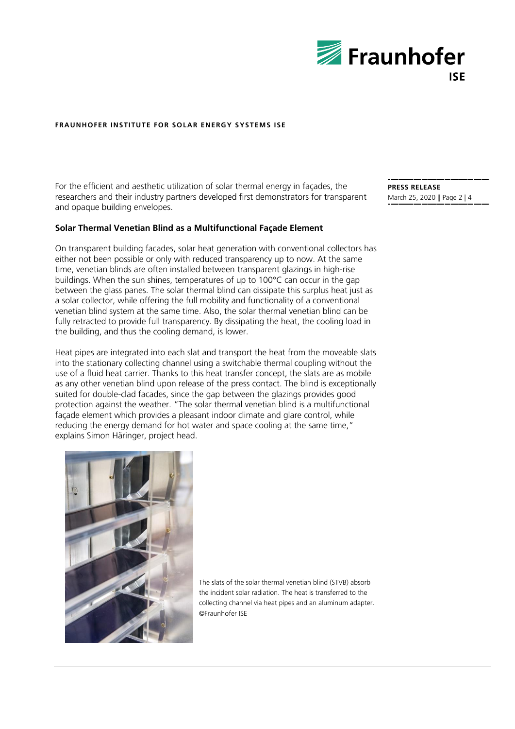For the efficient and aesthetic utilization of solar thermal energy in façades, the researchers and their industry partners developed first demonstrators for transparent and opaque building envelopes.

### Solar Thermal Venetian Blind as a Multifunctional Façade Element

On transparent building facades, solar heat generation with conventional collectors has either not been possible or only with reduced transparency up to now. At the same time, venetian blinds are often installed between transparent glazings in high-rise buildings. When the sun shines, temperatures of up to 100°C can occur in the gap between the glass panes. The solar thermal blind can dissipate this surplus heat just as a solar collector, while offering the full mobility and functionality of a conventional venetian blind system at the same time. Also, the solar thermal venetian blind can be fully retracted to provide full transparency. By dissipating the heat, the cooling load in the building, and thus the cooling demand, is lower.

Heat pipes are integrated into each slat and transport the heat from the moveable slats into the stationary collecting channel using a switchable thermal coupling without the use of a fluid heat carrier. Thanks to this heat transfer concept, the slats are as mobile as any other venetian blind upon release of the press contact. The blind is exceptionally suited for double-clad facades, since the gap between the glazings provides good protection against the weather. "The solar thermal venetian blind is a multifunctional façade element which provides a pleasant indoor climate and glare control, while reducing the energy demand for hot water and space cooling at the same time," explains Simon Häringer, project head.

The slats of the solar thermal venetian blind (STVB) absorb the incident solar radiation. The heat is transferred to the collecting channel via heat pipes and an aluminum adapter. ©Fraunhofer ISE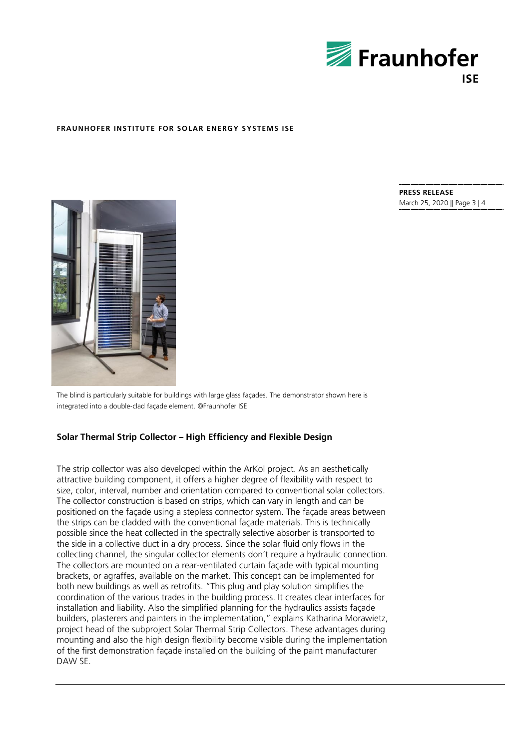The blind is particularly suitable for buildings with large glass façades. The demonstrator shown here is integrated into a double-clad façade element. ©Fraunhofer ISE

## Solar Thermal Strip Collector – High Efficiency and Flexible Design

The strip collector was also developed within the ArKol project. As an aesthetically attractive building component, it offers a higher degree of flexibility with respect to size, color, interval, number and orientation compared to conventional solar collectors. The collector construction is based on strips, which can vary in length and can be positioned on the façade using a stepless connector system. The façade areas between the strips can be cladded with the conventional façade materials. This is technically possible since the heat collected in the spectrally selective absorber is transported to the side in a collective duct in a dry process. Since the solar fluid only flows in the collecting channel, the singular collector elements don't require a hydraulic connection. The collectors are mounted on a rear-ventilated curtain façade with typical mounting brackets, or agraffes, available on the market. This concept can be implemented for both new buildings as well as retrofits. "This plug and play solution simplifies the coordination of the various trades in the building process. It creates clear interfaces for installation and liability. Also the simplified planning for the hydraulics assists façade builders, plasterers and painters in the implementation," explains Katharina Morawietz, project head of the subproject Solar Thermal Strip Collectors. These advantages during mounting and also the high design flexibility become visible during the implementation of the first demonstration façade installed on the building of the paint manufacturer DAW SE.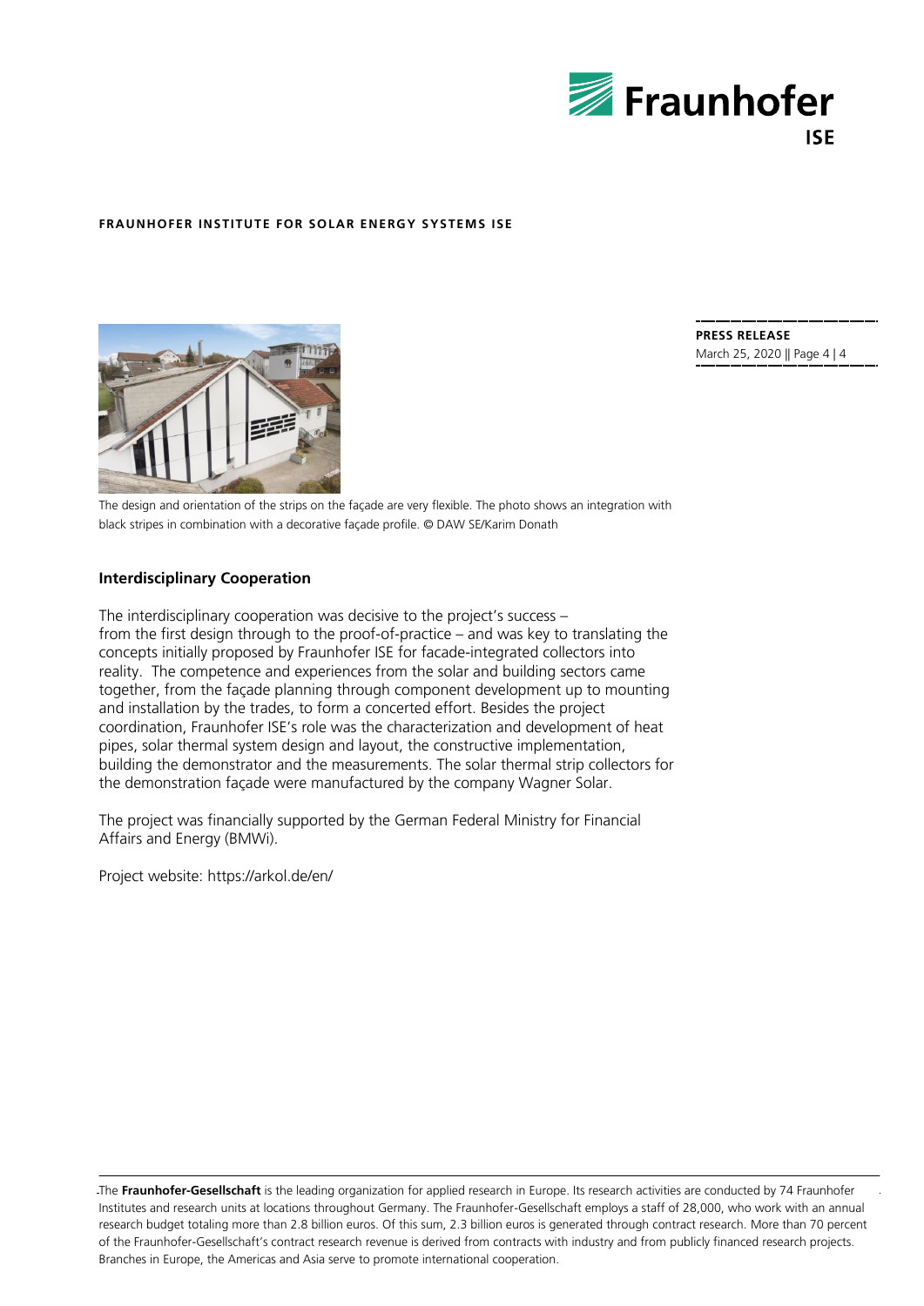The design and orientation of the strips on the façade are very flexible. The photo shows an integration with black stripes in combination with a decorative façade profile. © DAW SE/Karim Donath

## Interdisciplinary Cooperation

The interdisciplinary cooperation was decisive to the project's success – from the first design through to the proof-of-practice – and was key to translating the concepts initially proposed by Fraunhofer ISE for facade-integrated collectors into reality. The competence and experiences from the solar and building sectors came together, from the façade planning through component development up to mounting and installation by the trades, to form a concerted effort. Besides the project coordination, Fraunhofer ISE's role was the characterization and development of heat pipes, solar thermal system design and layout, the constructive implementation, building the demonstrator and the measurements. The solar thermal strip collectors for the demonstration façade were manufactured by the company Wagner Solar.

The project was financially supported by the German Federal Ministry for Financial Affairs and Energy (BMWi).

Project website: https://arkol.de/en/

The **Fraunhofer-Gesellschaft** is the leading organization for applied research in Europe. Its research activities are conducted by 74 Fraunhofer Institutes and research units at locations throughout Germany. The Fraunhofer-Gesellschaft employs a staff of 28,000, who work with an annual research budget totaling more than 2.8 billion euros. Of this sum, 2.3 billion euros is generated through contract research. More than 70 percent of the Fraunhofer-Gesellschaft's contract research revenue is derived from contracts with industry and from publicly financed research projects. Branches in Europe, the Americas and Asia serve to promote international cooperation.